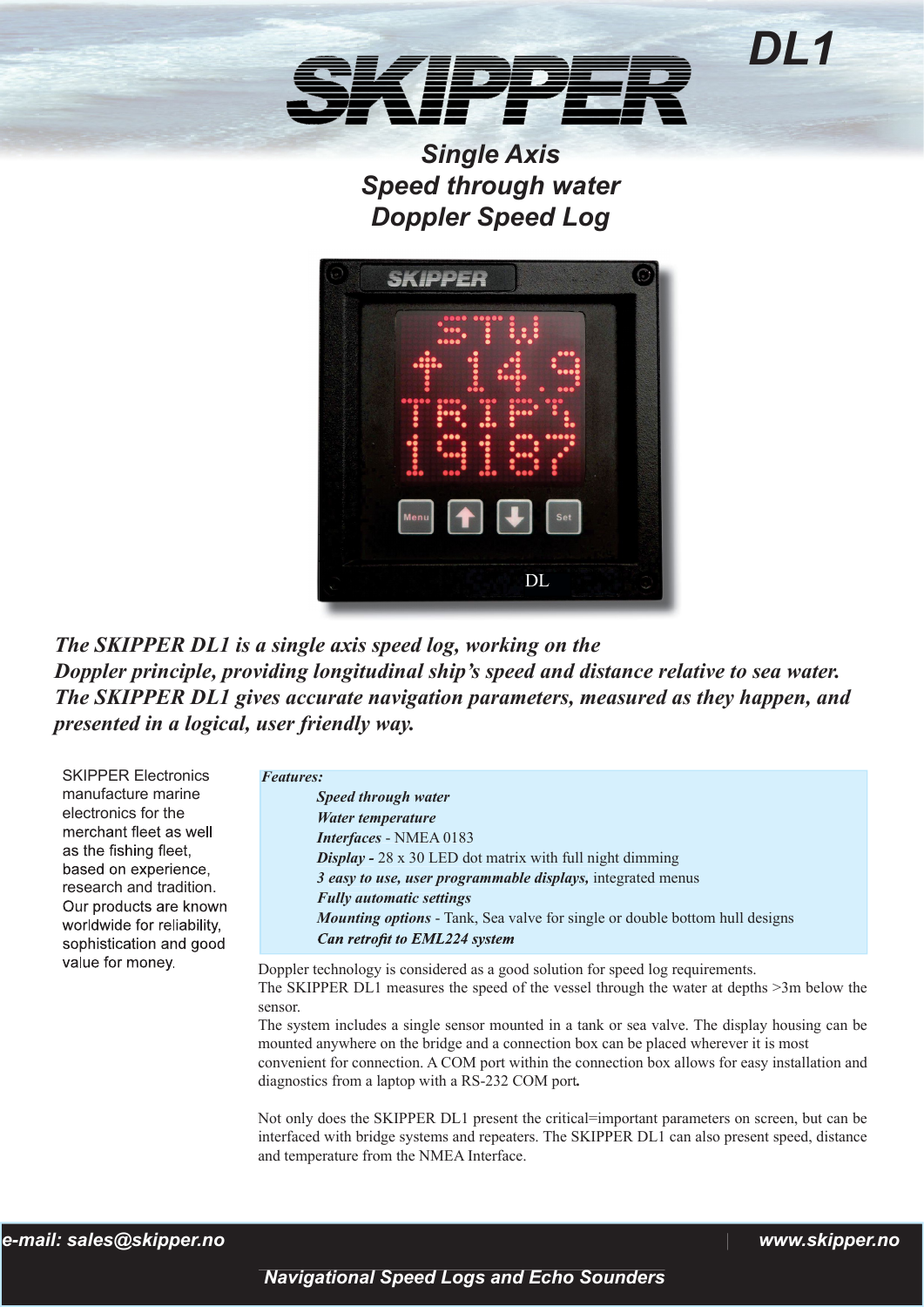# SKIPPER DL1

## Single Axis Speed through water Doppler Speed Log

***The SKIPPER DL1 is a single axis speed log, working on the Doppler principle, providing longitudinal ship's speed and distance relative to sea water. The SKIPPER DL1 gives accurate navigation parameters, measured as they happen, and presented in a logical, user friendly way.***

SKIPPER Electronics manufacture marine electronics for the merchant fleet as well as the fishing fleet, based on experience, research and tradition. Our products are known worldwide for reliability, sophistication and good value for money.

***Features:***

- ***Speed through water***
- ***Water temperature***
- ***Interfaces*** - NMEA 0183
- ***Display -*** 28 x 30 LED dot matrix with full night dimming
- ***3 easy to use, user programmable displays,*** integrated menus
- ***Fully automatic settings***
- ***Mounting options*** - Tank, Sea valve for single or double bottom hull designs
- ***Can retrofit to EML224 system***

Doppler technology is considered as a good solution for speed log requirements.
The SKIPPER DL1 measures the speed of the vessel through the water at depths >3m below the sensor.
The system includes a single sensor mounted in a tank or sea valve. The display housing can be mounted anywhere on the bridge and a connection box can be placed wherever it is most convenient for connection. A COM port within the connection box allows for easy installation and diagnostics from a laptop with a RS-232 COM port.

Not only does the SKIPPER DL1 present the critical=important parameters on screen, but can be interfaced with bridge systems and repeaters. The SKIPPER DL1 can also present speed, distance and temperature from the NMEA Interface.

*e-mail: sales@skipper.no* | *www.skipper.no*

*Navigational Speed Logs and Echo Sounders*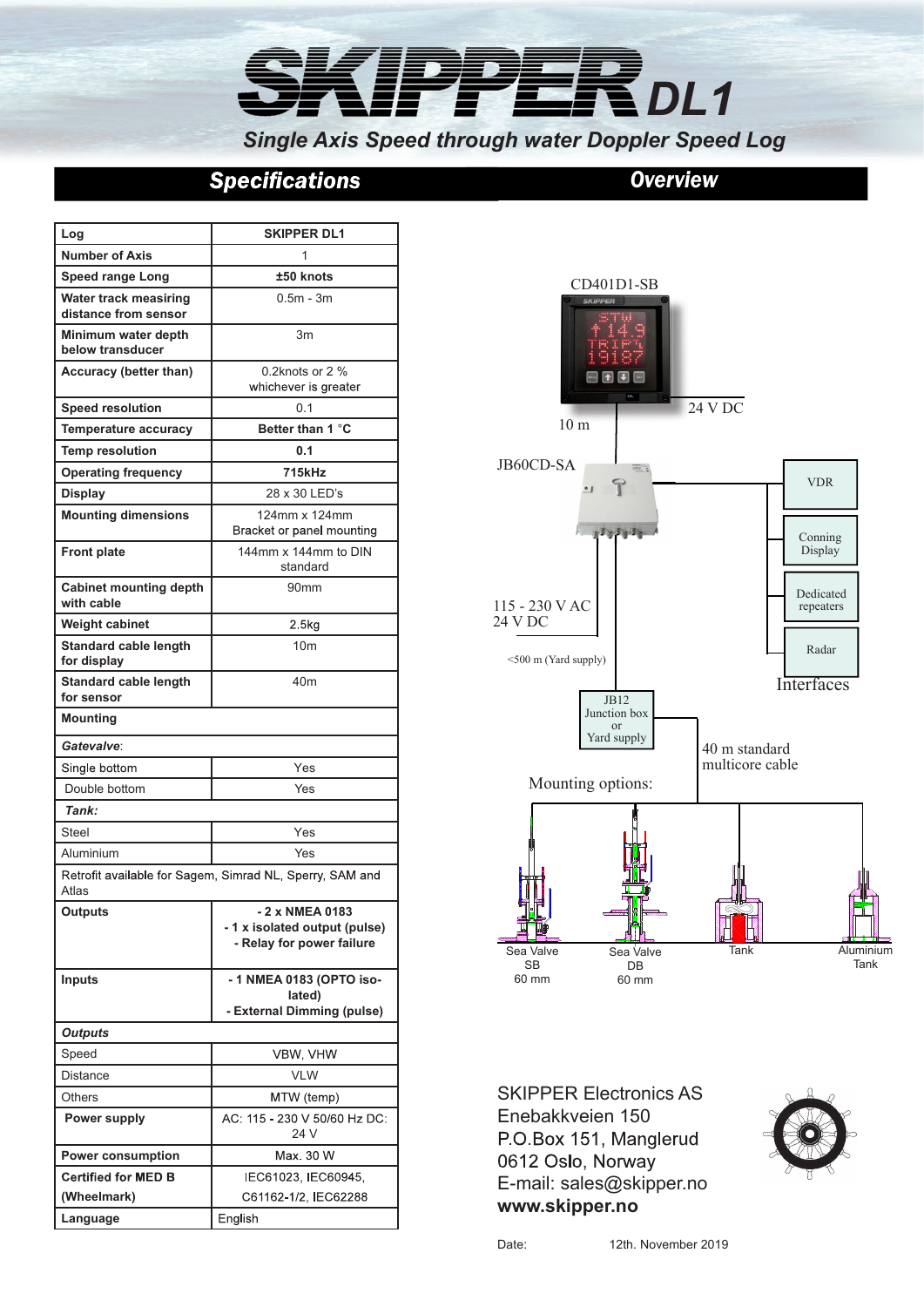# SKIPPER DL1

*Single Axis Speed through water Doppler Speed Log*

## Specifications

| | |
|---|---|
| **Log** | **SKIPPER DL1** |
| **Number of Axis** | 1 |
| **Speed range Long** | **±50 knots** |
| **Water track measiring distance from sensor** | 0.5m - 3m |
| **Minimum water depth below transducer** | 3m |
| **Accuracy (better than)** | 0.2knots or 2 % whichever is greater |
| **Speed resolution** | 0.1 |
| **Temperature accuracy** | **Better than 1 °C** |
| **Temp resolution** | **0.1** |
| **Operating frequency** | **715kHz** |
| **Display** | 28 x 30 LED's |
| **Mounting dimensions** | 124mm x 124mm Bracket or panel mounting |
| **Front plate** | 144mm x 144mm to DIN standard |
| **Cabinet mounting depth with cable** | 90mm |
| **Weight cabinet** | 2.5kg |
| **Standard cable length for display** | 10m |
| **Standard cable length for sensor** | 40m |
| **Mounting** | |
| ***Gatevalve*:** | |
| Single bottom | Yes |
| Double bottom | Yes |
| ***Tank:*** | |
| Steel | Yes |
| Aluminium | Yes |
| Retrofit available for Sagem, Simrad NL, Sperry, SAM and Atlas | |
| **Outputs** | **- 2 x NMEA 0183**<br>**- 1 x isolated output (pulse)**<br>**- Relay for power failure** |
| **Inputs** | **- 1 NMEA 0183 (OPTO isolated)**<br>**- External Dimming (pulse)** |
| ***Outputs*** | |
| Speed | VBW, VHW |
| Distance | VLW |
| Others | MTW (temp) |
| **Power supply** | AC: 115 - 230 V 50/60 Hz DC: 24 V |
| **Power consumption** | Max. 30 W |
| **Certified for MED B (Wheelmark)** | IEC61023, IEC60945, C61162-1/2, IEC62288 |
| **Language** | English |

## Overview

CD401D1-SB

24 V DC

10 m

JB60CD-SA

VDR

Conning Display

Dedicated repeaters

Radar

Interfaces

115 - 230 V AC
24 V DC

<500 m (Yard supply)

JB12 Junction box or Yard supply

40 m standard multicore cable

Mounting options:

Sea Valve SB 60 mm

Sea Valve DB 60 mm

Tank

Aluminium Tank

SKIPPER Electronics AS
Enebakkveien 150
P.O.Box 151, Manglerud
0612 Oslo, Norway
E-mail: sales@skipper.no
**www.skipper.no**

Date: 12th. November 2019